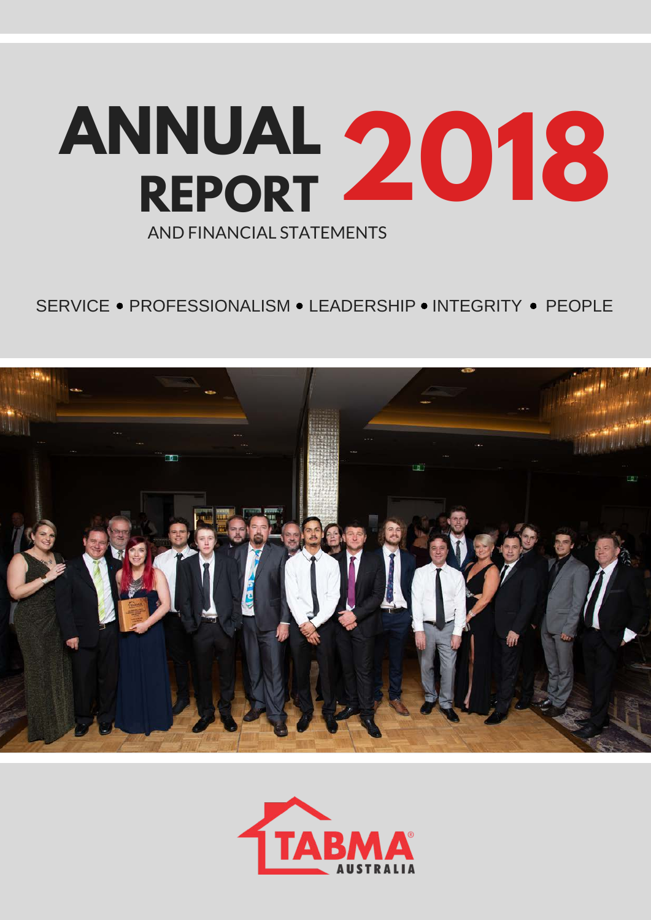# ANNUAL REPORT 2018

AND FINANCIAL STATEMENTS

SERVICE • PROFESSIONALISM • LEADERSHIP • INTEGRITY • PEOPLE

TABMA AUSTRALIA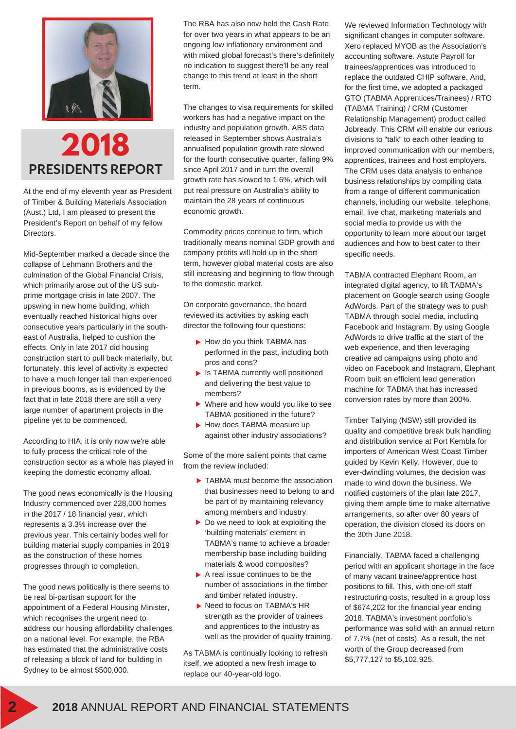# 2018 PRESIDENTS REPORT

At the end of my eleventh year as President of Timber & Building Materials Association (Aust.) Ltd, I am pleased to present the President's Report on behalf of my fellow Directors.

Mid-September marked a decade since the collapse of Lehmann Brothers and the culmination of the Global Financial Crisis, which primarily arose out of the US sub-prime mortgage crisis in late 2007. The upswing in new home building, which eventually reached historical highs over consecutive years particularly in the south-east of Australia, helped to cushion the effects. Only in late 2017 did housing construction start to pull back materially, but fortunately, this level of activity is expected to have a much longer tail than experienced in previous booms, as is evidenced by the fact that in late 2018 there are still a very large number of apartment projects in the pipeline yet to be commenced.

According to HIA, it is only now we're able to fully process the critical role of the construction sector as a whole has played in keeping the domestic economy afloat.

The good news economically is the Housing Industry commenced over 228,000 homes in the 2017 / 18 financial year, which represents a 3.3% increase over the previous year. This certainly bodes well for building material supply companies in 2019 as the construction of these homes progresses through to completion.

The good news politically is there seems to be real bi-partisan support for the appointment of a Federal Housing Minister, which recognises the urgent need to address our housing affordability challenges on a national level. For example, the RBA has estimated that the administrative costs of releasing a block of land for building in Sydney to be almost $500,000.

The RBA has also now held the Cash Rate for over two years in what appears to be an ongoing low inflationary environment and with mixed global forecast's there's definitely no indication to suggest there'll be any real change to this trend at least in the short term.

The changes to visa requirements for skilled workers has had a negative impact on the industry and population growth. ABS data released in September shows Australia's annualised population growth rate slowed for the fourth consecutive quarter, falling 9% since April 2017 and in turn the overall growth rate has slowed to 1.6%, which will put real pressure on Australia's ability to maintain the 28 years of continuous economic growth.

Commodity prices continue to firm, which traditionally means nominal GDP growth and company profits will hold up in the short term, however global material costs are also still increasing and beginning to flow through to the domestic market.

On corporate governance, the board reviewed its activities by asking each director the following four questions:

- How do you think TABMA has performed in the past, including both pros and cons?
- Is TABMA currently well positioned and delivering the best value to members?
- Where and how would you like to see TABMA positioned in the future?
- How does TABMA measure up against other industry associations?

Some of the more salient points that came from the review included:

- TABMA must become the association that businesses need to belong to and be part of by maintaining relevancy among members and industry.
- Do we need to look at exploiting the 'building materials' element in TABMA's name to achieve a broader membership base including building materials & wood composites?
- A real issue continues to be the number of associations in the timber and timber related industry.
- Need to focus on TABMA's HR strength as the provider of trainees and apprentices to the industry as well as the provider of quality training.

As TABMA is continually looking to refresh itself, we adopted a new fresh image to replace our 40-year-old logo.

We reviewed Information Technology with significant changes in computer software. Xero replaced MYOB as the Association's accounting software. Astute Payroll for trainees/apprentices was introduced to replace the outdated CHIP software. And, for the first time, we adopted a packaged GTO (TABMA Apprentices/Trainees) / RTO (TABMA Training) / CRM (Customer Relationship Management) product called Jobready. This CRM will enable our various divisions to "talk" to each other leading to improved communication with our members, apprentices, trainees and host employers. The CRM uses data analysis to enhance business relationships by compiling data from a range of different communication channels, including our website, telephone, email, live chat, marketing materials and social media to provide us with the opportunity to learn more about our target audiences and how to best cater to their specific needs.

TABMA contracted Elephant Room, an integrated digital agency, to lift TABMA's placement on Google search using Google AdWords. Part of the strategy was to push TABMA through social media, including Facebook and Instagram. By using Google AdWords to drive traffic at the start of the web experience, and then leveraging creative ad campaigns using photo and video on Facebook and Instagram, Elephant Room built an efficient lead generation machine for TABMA that has increased conversion rates by more than 200%.

Timber Tallying (NSW) still provided its quality and competitive break bulk handling and distribution service at Port Kembla for importers of American West Coast Timber guided by Kevin Kelly. However, due to ever-dwindling volumes, the decision was made to wind down the business. We notified customers of the plan late 2017, giving them ample time to make alternative arrangements, so after over 80 years of operation, the division closed its doors on the 30th June 2018.

Financially, TABMA faced a challenging period with an applicant shortage in the face of many vacant trainee/apprentice host positions to fill. This, with one-off staff restructuring costs, resulted in a group loss of $674,202 for the financial year ending 2018. TABMA's investment portfolio's performance was solid with an annual return of 7.7% (net of costs). As a result, the net worth of the Group decreased from $5,777,127 to $5,102,925.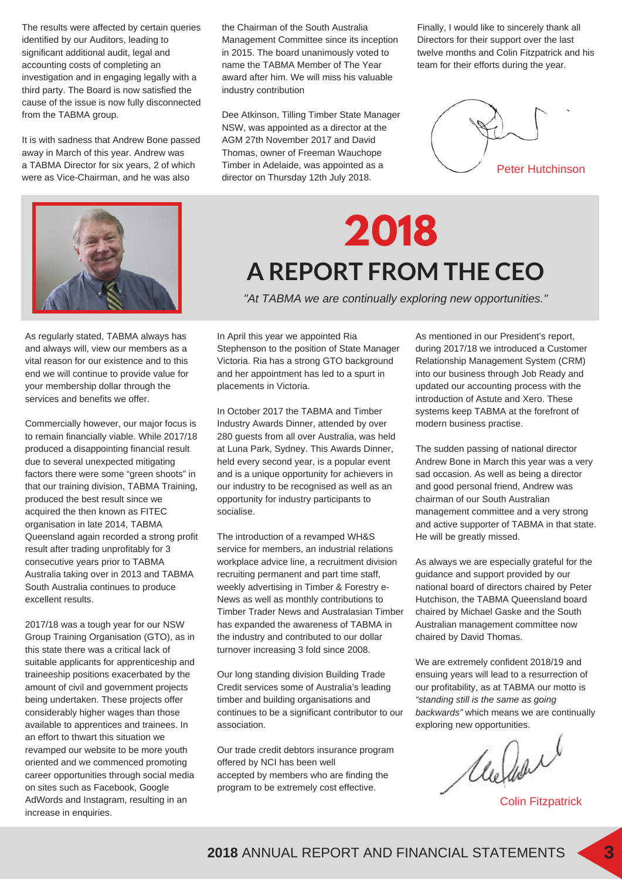The results were affected by certain queries identified by our Auditors, leading to significant additional audit, legal and accounting costs of completing an investigation and in engaging legally with a third party. The Board is now satisfied the cause of the issue is now fully disconnected from the TABMA group.

It is with sadness that Andrew Bone passed away in March of this year. Andrew was a TABMA Director for six years, 2 of which were as Vice-Chairman, and he was also the Chairman of the South Australia Management Committee since its inception in 2015. The board unanimously voted to name the TABMA Member of The Year award after him. We will miss his valuable industry contribution

Dee Atkinson, Tilling Timber State Manager NSW, was appointed as a director at the AGM 27th November 2017 and David Thomas, owner of Freeman Wauchope Timber in Adelaide, was appointed as a director on Thursday 12th July 2018.

Finally, I would like to sincerely thank all Directors for their support over the last twelve months and Colin Fitzpatrick and his team for their efforts during the year.

Peter Hutchinson

# 2018

# A REPORT FROM THE CEO

*"At TABMA we are continually exploring new opportunities."*

As regularly stated, TABMA always has and always will, view our members as a vital reason for our existence and to this end we will continue to provide value for your membership dollar through the services and benefits we offer.

Commercially however, our major focus is to remain financially viable. While 2017/18 produced a disappointing financial result due to several unexpected mitigating factors there were some "green shoots" in that our training division, TABMA Training, produced the best result since we acquired the then known as FITEC organisation in late 2014, TABMA Queensland again recorded a strong profit result after trading unprofitably for 3 consecutive years prior to TABMA Australia taking over in 2013 and TABMA South Australia continues to produce excellent results.

2017/18 was a tough year for our NSW Group Training Organisation (GTO), as in this state there was a critical lack of suitable applicants for apprenticeship and traineeship positions exacerbated by the amount of civil and government projects being undertaken. These projects offer considerably higher wages than those available to apprentices and trainees. In an effort to thwart this situation we revamped our website to be more youth oriented and we commenced promoting career opportunities through social media on sites such as Facebook, Google AdWords and Instagram, resulting in an increase in enquiries.

In April this year we appointed Ria Stephenson to the position of State Manager Victoria. Ria has a strong GTO background and her appointment has led to a spurt in placements in Victoria.

In October 2017 the TABMA and Timber Industry Awards Dinner, attended by over 280 guests from all over Australia, was held at Luna Park, Sydney. This Awards Dinner, held every second year, is a popular event and is a unique opportunity for achievers in our industry to be recognised as well as an opportunity for industry participants to socialise.

The introduction of a revamped WH&S service for members, an industrial relations workplace advice line, a recruitment division recruiting permanent and part time staff, weekly advertising in Timber & Forestry e-News as well as monthly contributions to Timber Trader News and Australasian Timber has expanded the awareness of TABMA in the industry and contributed to our dollar turnover increasing 3 fold since 2008.

Our long standing division Building Trade Credit services some of Australia's leading timber and building organisations and continues to be a significant contributor to our association.

Our trade credit debtors insurance program offered by NCI has been well accepted by members who are finding the program to be extremely cost effective.

As mentioned in our President's report, during 2017/18 we introduced a Customer Relationship Management System (CRM) into our business through Job Ready and updated our accounting process with the introduction of Astute and Xero. These systems keep TABMA at the forefront of modern business practise.

The sudden passing of national director Andrew Bone in March this year was a very sad occasion. As well as being a director and good personal friend, Andrew was chairman of our South Australian management committee and a very strong and active supporter of TABMA in that state. He will be greatly missed.

As always we are especially grateful for the guidance and support provided by our national board of directors chaired by Peter Hutchison, the TABMA Queensland board chaired by Michael Gaske and the South Australian management committee now chaired by David Thomas.

We are extremely confident 2018/19 and ensuing years will lead to a resurrection of our profitability, as at TABMA our motto is *"standing still is the same as going backwards"* which means we are continually exploring new opportunities.

Colin Fitzpatrick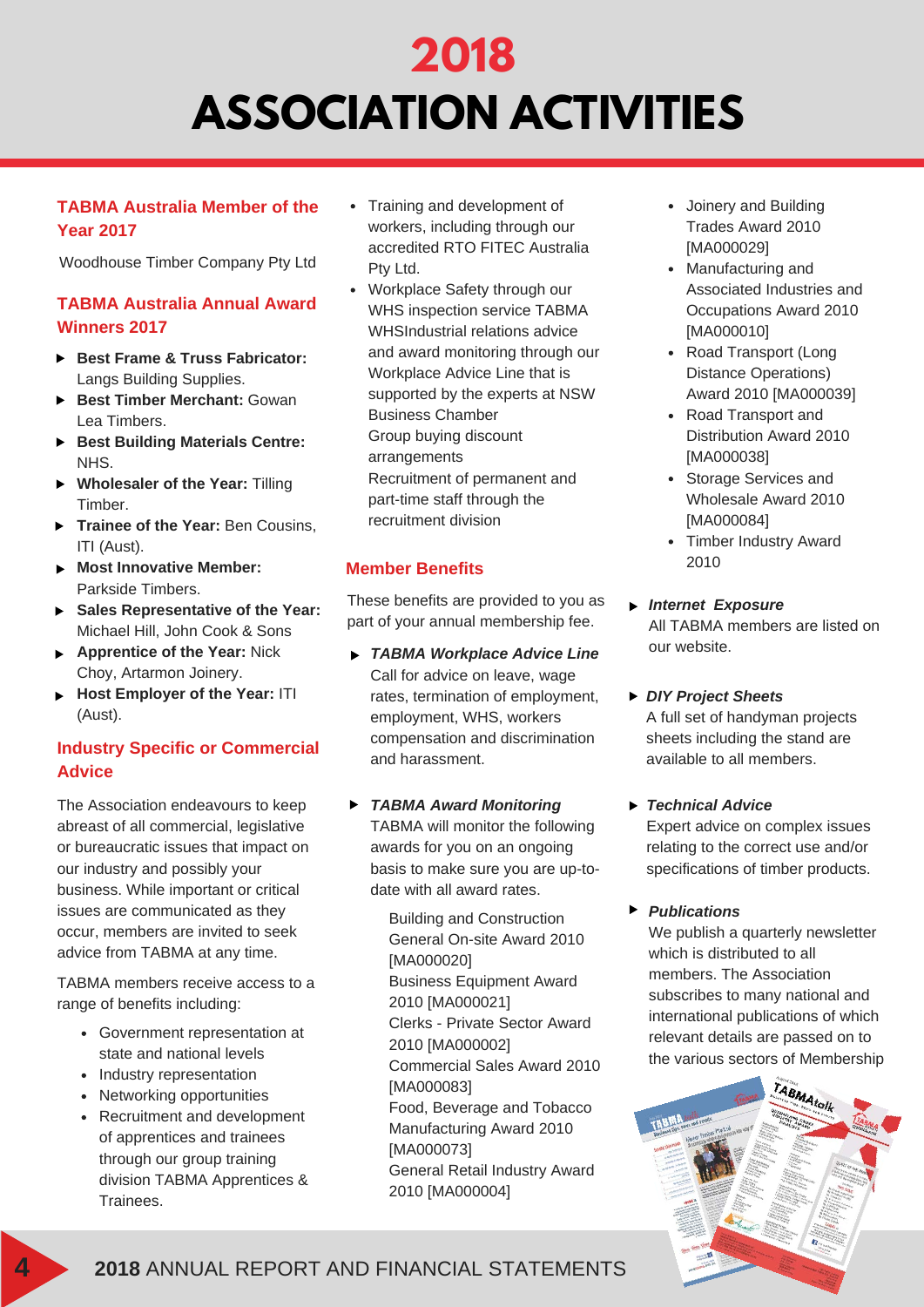# 2018 ASSOCIATION ACTIVITIES

## TABMA Australia Member of the Year 2017

Woodhouse Timber Company Pty Ltd

## TABMA Australia Annual Award Winners 2017

- **Best Frame & Truss Fabricator:** Langs Building Supplies.
- **Best Timber Merchant:** Gowan Lea Timbers.
- **Best Building Materials Centre:** NHS.
- **Wholesaler of the Year:** Tilling Timber.
- **Trainee of the Year:** Ben Cousins, ITI (Aust).
- **Most Innovative Member:** Parkside Timbers.
- **Sales Representative of the Year:** Michael Hill, John Cook & Sons
- **Apprentice of the Year:** Nick Choy, Artarmon Joinery.
- **Host Employer of the Year:** ITI (Aust).

## Industry Specific or Commercial Advice

The Association endeavours to keep abreast of all commercial, legislative or bureaucratic issues that impact on our industry and possibly your business. While important or critical issues are communicated as they occur, members are invited to seek advice from TABMA at any time.

TABMA members receive access to a range of benefits including:

- Government representation at state and national levels
- Industry representation
- Networking opportunities
- Recruitment and development of apprentices and trainees through our group training division TABMA Apprentices & Trainees.
- Training and development of workers, including through our accredited RTO FITEC Australia Pty Ltd.
- Workplace Safety through our WHS inspection service TABMA WHSIndustrial relations advice and award monitoring through our Workplace Advice Line that is supported by the experts at NSW Business Chamber
  Group buying discount arrangements
  Recruitment of permanent and part-time staff through the recruitment division

## Member Benefits

These benefits are provided to you as part of your annual membership fee.

- ***TABMA Workplace Advice Line***
  Call for advice on leave, wage rates, termination of employment, employment, WHS, workers compensation and discrimination and harassment.

- ***TABMA Award Monitoring***
  TABMA will monitor the following awards for you on an ongoing basis to make sure you are up-to-date with all award rates.

  Building and Construction General On-site Award 2010 [MA000020]
  Business Equipment Award 2010 [MA000021]
  Clerks - Private Sector Award 2010 [MA000002]
  Commercial Sales Award 2010 [MA000083]
  Food, Beverage and Tobacco Manufacturing Award 2010 [MA000073]
  General Retail Industry Award 2010 [MA000004]
  - Joinery and Building Trades Award 2010 [MA000029]
  - Manufacturing and Associated Industries and Occupations Award 2010 [MA000010]
  - Road Transport (Long Distance Operations) Award 2010 [MA000039]
  - Road Transport and Distribution Award 2010 [MA000038]
  - Storage Services and Wholesale Award 2010 [MA000084]
  - Timber Industry Award 2010

- ***Internet Exposure***
  All TABMA members are listed on our website.

- ***DIY Project Sheets***
  A full set of handyman projects sheets including the stand are available to all members.

- ***Technical Advice***
  Expert advice on complex issues relating to the correct use and/or specifications of timber products.

- ***Publications***
  We publish a quarterly newsletter which is distributed to all members. The Association subscribes to many national and international publications of which relevant details are passed on to the various sectors of Membership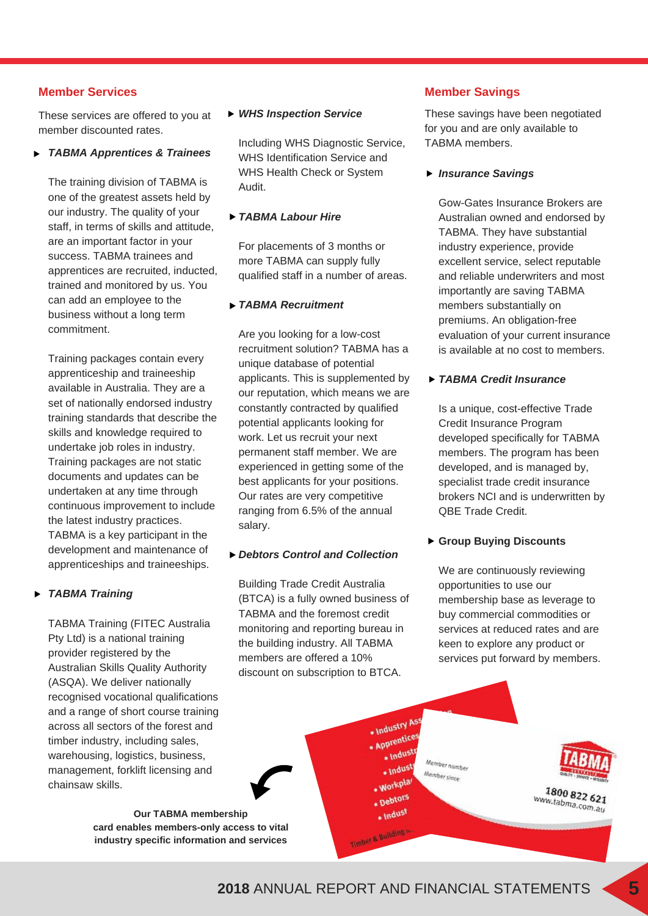## Member Services

These services are offered to you at member discounted rates.

- ***TABMA Apprentices & Trainees***

The training division of TABMA is one of the greatest assets held by our industry. The quality of your staff, in terms of skills and attitude, are an important factor in your success. TABMA trainees and apprentices are recruited, inducted, trained and monitored by us. You can add an employee to the business without a long term commitment.

Training packages contain every apprenticeship and traineeship available in Australia. They are a set of nationally endorsed industry training standards that describe the skills and knowledge required to undertake job roles in industry. Training packages are not static documents and updates can be undertaken at any time through continuous improvement to include the latest industry practices. TABMA is a key participant in the development and maintenance of apprenticeships and traineeships.

- ***TABMA Training***

TABMA Training (FITEC Australia Pty Ltd) is a national training provider registered by the Australian Skills Quality Authority (ASQA). We deliver nationally recognised vocational qualifications and a range of short course training across all sectors of the forest and timber industry, including sales, warehousing, logistics, business, management, forklift licensing and chainsaw skills.

- ***WHS Inspection Service***

Including WHS Diagnostic Service, WHS Identification Service and WHS Health Check or System Audit.

- ***TABMA Labour Hire***

For placements of 3 months or more TABMA can supply fully qualified staff in a number of areas.

- ***TABMA Recruitment***

Are you looking for a low-cost recruitment solution? TABMA has a unique database of potential applicants. This is supplemented by our reputation, which means we are constantly contracted by qualified potential applicants looking for work. Let us recruit your next permanent staff member. We are experienced in getting some of the best applicants for your positions. Our rates are very competitive ranging from 6.5% of the annual salary.

- ***Debtors Control and Collection***

Building Trade Credit Australia (BTCA) is a fully owned business of TABMA and the foremost credit monitoring and reporting bureau in the building industry. All TABMA members are offered a 10% discount on subscription to BTCA.

**Our TABMA membership card enables members-only access to vital industry specific information and services**

## Member Savings

These savings have been negotiated for you and are only available to TABMA members.

- ***Insurance Savings***

Gow-Gates Insurance Brokers are Australian owned and endorsed by TABMA. They have substantial industry experience, provide excellent service, select reputable and reliable underwriters and most importantly are saving TABMA members substantially on premiums. An obligation-free evaluation of your current insurance is available at no cost to members.

- ***TABMA Credit Insurance***

Is a unique, cost-effective Trade Credit Insurance Program developed specifically for TABMA members. The program has been developed, and is managed by, specialist trade credit insurance brokers NCI and is underwritten by QBE Trade Credit.

- **Group Buying Discounts**

We are continuously reviewing opportunities to use our membership base as leverage to buy commercial commodities or services at reduced rates and are keen to explore any product or services put forward by members.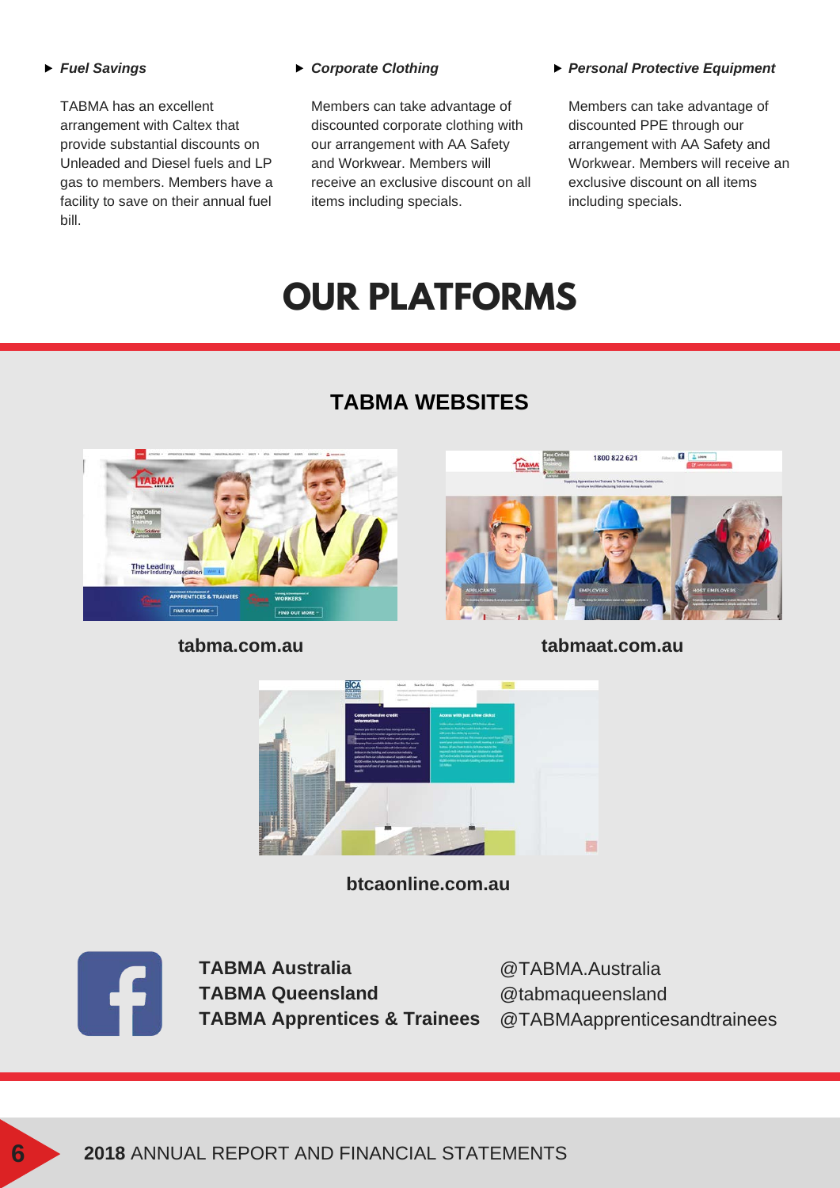### *Fuel Savings*

TABMA has an excellent arrangement with Caltex that provide substantial discounts on Unleaded and Diesel fuels and LP gas to members. Members have a facility to save on their annual fuel bill.

### *Corporate Clothing*

Members can take advantage of discounted corporate clothing with our arrangement with AA Safety and Workwear. Members will receive an exclusive discount on all items including specials.

### *Personal Protective Equipment*

Members can take advantage of discounted PPE through our arrangement with AA Safety and Workwear. Members will receive an exclusive discount on all items including specials.

# OUR PLATFORMS

## TABMA WEBSITES

**tabma.com.au**

**tabmaat.com.au**

**btcaonline.com.au**

| | |
|---|---|
| **TABMA Australia** | @TABMA.Australia |
| **TABMA Queensland** | @tabmaqueensland |
| **TABMA Apprentices & Trainees** | @TABMAapprenticesandtrainees |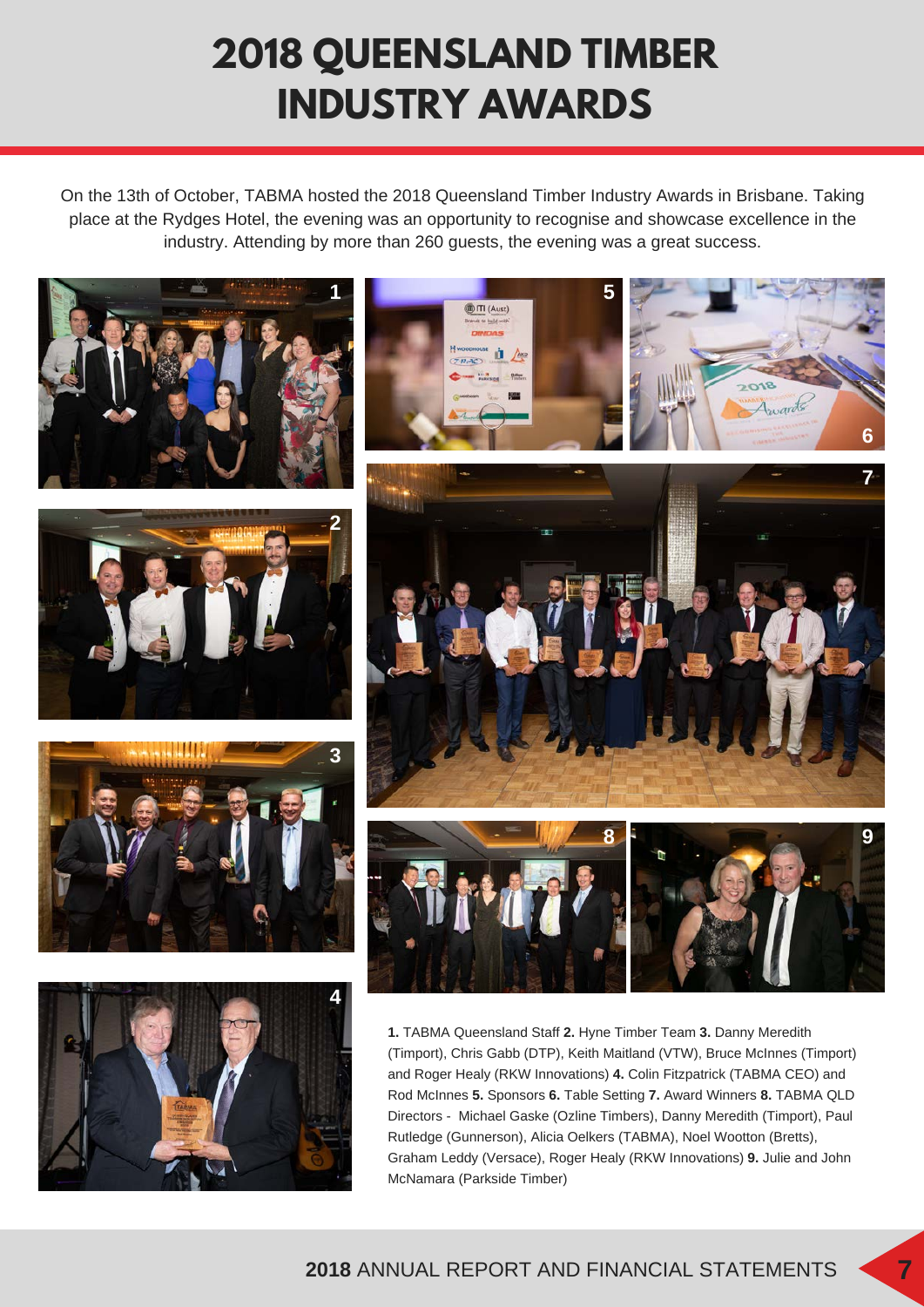# 2018 QUEENSLAND TIMBER INDUSTRY AWARDS

On the 13th of October, TABMA hosted the 2018 Queensland Timber Industry Awards in Brisbane. Taking place at the Rydges Hotel, the evening was an opportunity to recognise and showcase excellence in the industry. Attending by more than 260 guests, the evening was a great success.

**1.** TABMA Queensland Staff **2.** Hyne Timber Team **3.** Danny Meredith (Timport), Chris Gabb (DTP), Keith Maitland (VTW), Bruce McInnes (Timport) and Roger Healy (RKW Innovations) **4.** Colin Fitzpatrick (TABMA CEO) and Rod McInnes **5.** Sponsors **6.** Table Setting **7.** Award Winners **8.** TABMA QLD Directors - Michael Gaske (Ozline Timbers), Danny Meredith (Timport), Paul Rutledge (Gunnerson), Alicia Oelkers (TABMA), Noel Wootton (Bretts), Graham Leddy (Versace), Roger Healy (RKW Innovations) **9.** Julie and John McNamara (Parkside Timber)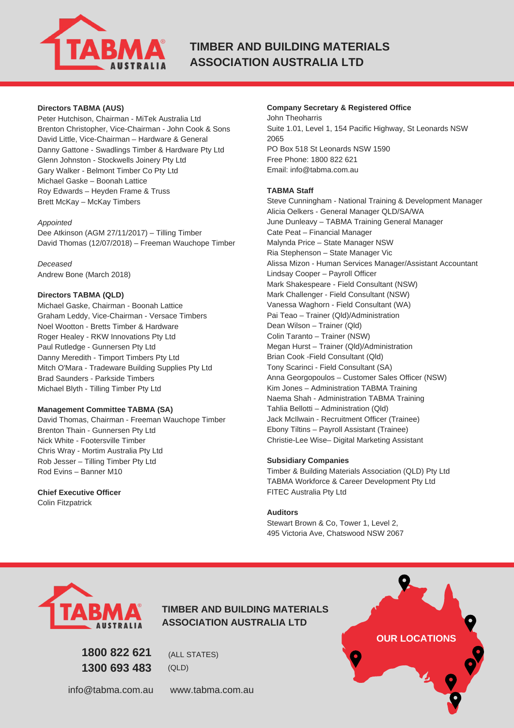# TIMBER AND BUILDING MATERIALS ASSOCIATION AUSTRALIA LTD

**Directors TABMA (AUS)**

Peter Hutchison, Chairman - MiTek Australia Ltd
Brenton Christopher, Vice-Chairman - John Cook & Sons
David Little, Vice-Chairman – Hardware & General
Danny Gattone - Swadlings Timber & Hardware Pty Ltd
Glenn Johnston - Stockwells Joinery Pty Ltd
Gary Walker - Belmont Timber Co Pty Ltd
Michael Gaske – Boonah Lattice
Roy Edwards – Heyden Frame & Truss
Brett McKay – McKay Timbers

*Appointed*

Dee Atkinson (AGM 27/11/2017) – Tilling Timber
David Thomas (12/07/2018) – Freeman Wauchope Timber

*Deceased*

Andrew Bone (March 2018)

**Directors TABMA (QLD)**

Michael Gaske, Chairman - Boonah Lattice
Graham Leddy, Vice-Chairman - Versace Timbers
Noel Wootton - Bretts Timber & Hardware
Roger Healey - RKW Innovations Pty Ltd
Paul Rutledge - Gunnersen Pty Ltd
Danny Meredith - Timport Timbers Pty Ltd
Mitch O'Mara - Tradeware Building Supplies Pty Ltd
Brad Saunders - Parkside Timbers
Michael Blyth - Tilling Timber Pty Ltd

**Management Committee TABMA (SA)**

David Thomas, Chairman - Freeman Wauchope Timber
Brenton Thain - Gunnersen Pty Ltd
Nick White - Footersville Timber
Chris Wray - Mortim Australia Pty Ltd
Rob Jesser – Tilling Timber Pty Ltd
Rod Evins – Banner M10

**Chief Executive Officer**

Colin Fitzpatrick

**Company Secretary & Registered Office**

John Theoharris
Suite 1.01, Level 1, 154 Pacific Highway, St Leonards NSW 2065
PO Box 518 St Leonards NSW 1590
Free Phone: 1800 822 621
Email: info@tabma.com.au

**TABMA Staff**

Steve Cunningham - National Training & Development Manager
Alicia Oelkers - General Manager QLD/SA/WA
June Dunleavy – TABMA Training General Manager
Cate Peat – Financial Manager
Malynda Price – State Manager NSW
Ria Stephenson – State Manager Vic
Alissa Mizon - Human Services Manager/Assistant Accountant
Lindsay Cooper – Payroll Officer
Mark Shakespeare - Field Consultant (NSW)
Mark Challenger - Field Consultant (NSW)
Vanessa Waghorn - Field Consultant (WA)
Pai Teao – Trainer (Qld)/Administration
Dean Wilson – Trainer (Qld)
Colin Taranto – Trainer (NSW)
Megan Hurst – Trainer (Qld)/Administration
Brian Cook -Field Consultant (Qld)
Tony Scarinci - Field Consultant (SA)
Anna Georgopoulos – Customer Sales Officer (NSW)
Kim Jones – Administration TABMA Training
Naema Shah - Administration TABMA Training
Tahlia Bellotti – Administration (Qld)
Jack McIlwain - Recruitment Officer (Trainee)
Ebony Tiltins – Payroll Assistant (Trainee)
Christie-Lee Wise– Digital Marketing Assistant

**Subsidiary Companies**

Timber & Building Materials Association (QLD) Pty Ltd
TABMA Workforce & Career Development Pty Ltd
FITEC Australia Pty Ltd

**Auditors**

Stewart Brown & Co, Tower 1, Level 2,
495 Victoria Ave, Chatswood NSW 2067

---

**TIMBER AND BUILDING MATERIALS ASSOCIATION AUSTRALIA LTD**

**1800 822 621** (ALL STATES)
**1300 693 483** (QLD)

info@tabma.com.au www.tabma.com.au

**OUR LOCATIONS**